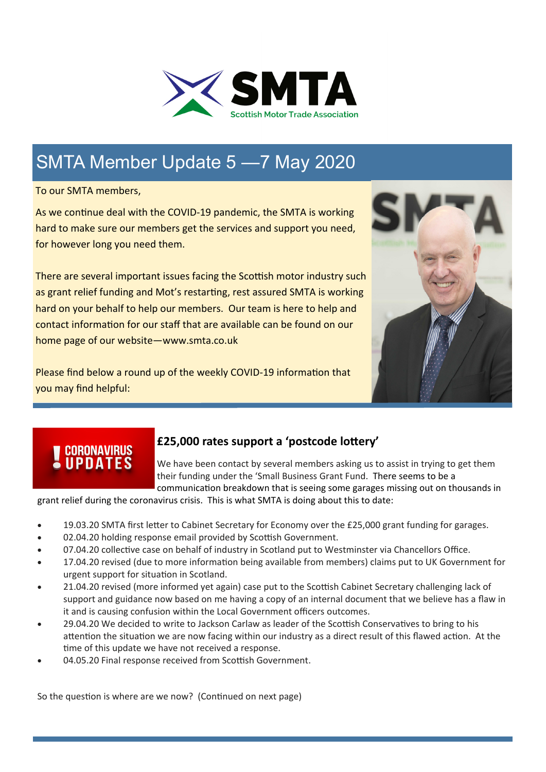SMTA Scottish Motor Trade Association

# SMTA Member Update 5 —7 May 2020

To our SMTA members,

As we continue deal with the COVID-19 pandemic, the SMTA is working hard to make sure our members get the services and support you need, for however long you need them.

There are several important issues facing the Scottish motor industry such as grant relief funding and Mot's restarting, rest assured SMTA is working hard on your behalf to help our members. Our team is here to help and contact information for our staff that are available can be found on our home page of our website—www.smta.co.uk

Please find below a round up of the weekly COVID-19 information that you may find helpful:

CORONAVIRUS UPDATES

## £25,000 rates support a 'postcode lottery'

We have been contact by several members asking us to assist in trying to get them their funding under the 'Small Business Grant Fund. There seems to be a communication breakdown that is seeing some garages missing out on thousands in grant relief during the coronavirus crisis. This is what SMTA is doing about this to date:

- 19.03.20 SMTA first letter to Cabinet Secretary for Economy over the £25,000 grant funding for garages.
- 02.04.20 holding response email provided by Scottish Government.
- 07.04.20 collective case on behalf of industry in Scotland put to Westminster via Chancellors Office.
- 17.04.20 revised (due to more information being available from members) claims put to UK Government for urgent support for situation in Scotland.
- 21.04.20 revised (more informed yet again) case put to the Scottish Cabinet Secretary challenging lack of support and guidance now based on me having a copy of an internal document that we believe has a flaw in it and is causing confusion within the Local Government officers outcomes.
- 29.04.20 We decided to write to Jackson Carlaw as leader of the Scottish Conservatives to bring to his attention the situation we are now facing within our industry as a direct result of this flawed action. At the time of this update we have not received a response.
- 04.05.20 Final response received from Scottish Government.

So the question is where are we now? (Continued on next page)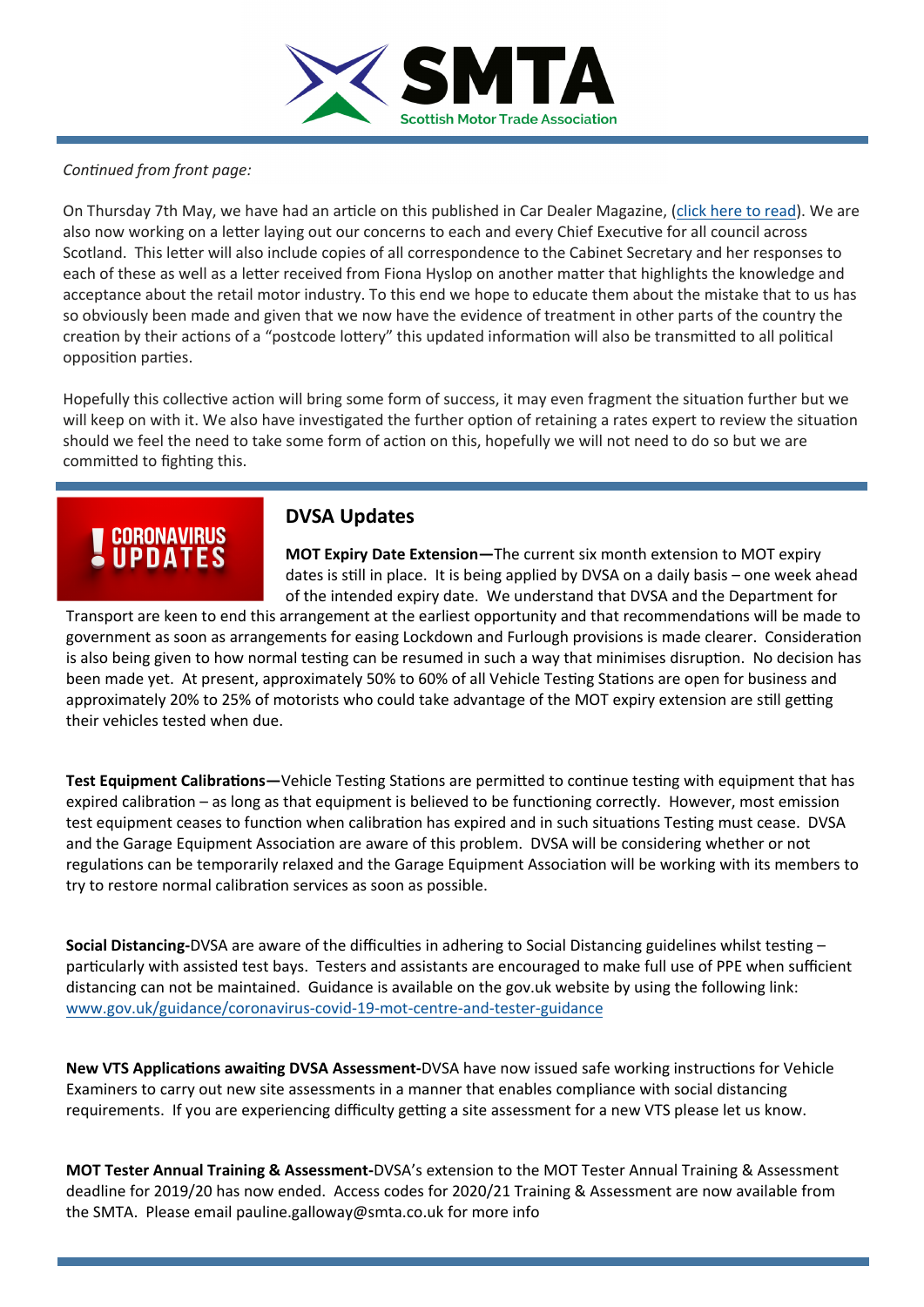*Continued from front page:*

On Thursday 7th May, we have had an article on this published in Car Dealer Magazine, (click here to read). We are also now working on a letter laying out our concerns to each and every Chief Executive for all council across Scotland. This letter will also include copies of all correspondence to the Cabinet Secretary and her responses to each of these as well as a letter received from Fiona Hyslop on another matter that highlights the knowledge and acceptance about the retail motor industry. To this end we hope to educate them about the mistake that to us has so obviously been made and given that we now have the evidence of treatment in other parts of the country the creation by their actions of a "postcode lottery" this updated information will also be transmitted to all political opposition parties.

Hopefully this collective action will bring some form of success, it may even fragment the situation further but we will keep on with it. We also have investigated the further option of retaining a rates expert to review the situation should we feel the need to take some form of action on this, hopefully we will not need to do so but we are committed to fighting this.

## DVSA Updates

**MOT Expiry Date Extension—**The current six month extension to MOT expiry dates is still in place. It is being applied by DVSA on a daily basis – one week ahead of the intended expiry date. We understand that DVSA and the Department for Transport are keen to end this arrangement at the earliest opportunity and that recommendations will be made to government as soon as arrangements for easing Lockdown and Furlough provisions is made clearer. Consideration is also being given to how normal testing can be resumed in such a way that minimises disruption. No decision has been made yet. At present, approximately 50% to 60% of all Vehicle Testing Stations are open for business and approximately 20% to 25% of motorists who could take advantage of the MOT expiry extension are still getting their vehicles tested when due.

**Test Equipment Calibrations—**Vehicle Testing Stations are permitted to continue testing with equipment that has expired calibration – as long as that equipment is believed to be functioning correctly. However, most emission test equipment ceases to function when calibration has expired and in such situations Testing must cease. DVSA and the Garage Equipment Association are aware of this problem. DVSA will be considering whether or not regulations can be temporarily relaxed and the Garage Equipment Association will be working with its members to try to restore normal calibration services as soon as possible.

**Social Distancing-**DVSA are aware of the difficulties in adhering to Social Distancing guidelines whilst testing – particularly with assisted test bays. Testers and assistants are encouraged to make full use of PPE when sufficient distancing can not be maintained. Guidance is available on the gov.uk website by using the following link: www.gov.uk/guidance/coronavirus-covid-19-mot-centre-and-tester-guidance

**New VTS Applications awaiting DVSA Assessment-**DVSA have now issued safe working instructions for Vehicle Examiners to carry out new site assessments in a manner that enables compliance with social distancing requirements. If you are experiencing difficulty getting a site assessment for a new VTS please let us know.

**MOT Tester Annual Training & Assessment-**DVSA's extension to the MOT Tester Annual Training & Assessment deadline for 2019/20 has now ended. Access codes for 2020/21 Training & Assessment are now available from the SMTA. Please email pauline.galloway@smta.co.uk for more info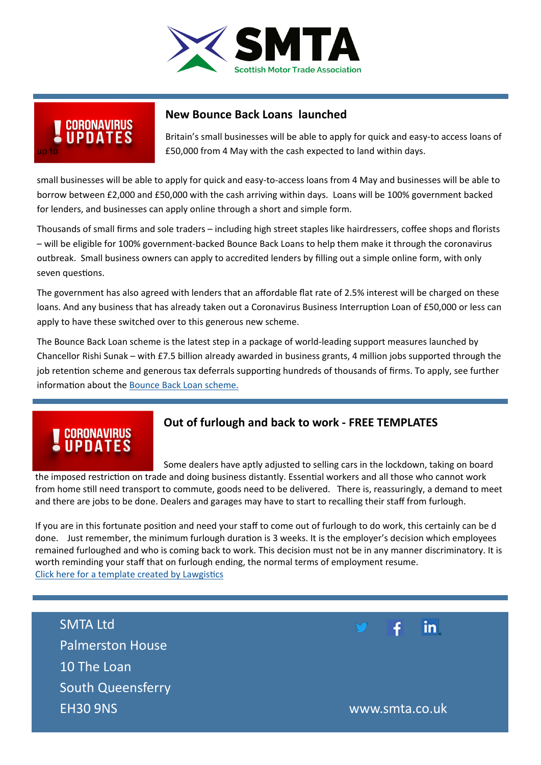SMTA
Scottish Motor Trade Association

CORONAVIRUS UPDATES

## New Bounce Back Loans launched

Britain's small businesses will be able to apply for quick and easy-to access loans of up to £50,000 from 4 May with the cash expected to land within days.

small businesses will be able to apply for quick and easy-to-access loans from 4 May and businesses will be able to borrow between £2,000 and £50,000 with the cash arriving within days. Loans will be 100% government backed for lenders, and businesses can apply online through a short and simple form.

Thousands of small firms and sole traders – including high street staples like hairdressers, coffee shops and florists – will be eligible for 100% government-backed Bounce Back Loans to help them make it through the coronavirus outbreak. Small business owners can apply to accredited lenders by filling out a simple online form, with only seven questions.

The government has also agreed with lenders that an affordable flat rate of 2.5% interest will be charged on these loans. And any business that has already taken out a Coronavirus Business Interruption Loan of £50,000 or less can apply to have these switched over to this generous new scheme.

The Bounce Back Loan scheme is the latest step in a package of world-leading support measures launched by Chancellor Rishi Sunak – with £7.5 billion already awarded in business grants, 4 million jobs supported through the job retention scheme and generous tax deferrals supporting hundreds of thousands of firms. To apply, see further information about the Bounce Back Loan scheme.

CORONAVIRUS UPDATES

## Out of furlough and back to work - FREE TEMPLATES

Some dealers have aptly adjusted to selling cars in the lockdown, taking on board the imposed restriction on trade and doing business distantly. Essential workers and all those who cannot work from home still need transport to commute, goods need to be delivered. There is, reassuringly, a demand to meet and there are jobs to be done. Dealers and garages may have to start to recalling their staff from furlough.

If you are in this fortunate position and need your staff to come out of furlough to do work, this certainly can be d done. Just remember, the minimum furlough duration is 3 weeks. It is the employer's decision which employees remained furloughed and who is coming back to work. This decision must not be in any manner discriminatory. It is worth reminding your staff that on furlough ending, the normal terms of employment resume.
Click here for a template created by Lawgistics

SMTA Ltd
Palmerston House
10 The Loan
South Queensferry
EH30 9NS

www.smta.co.uk